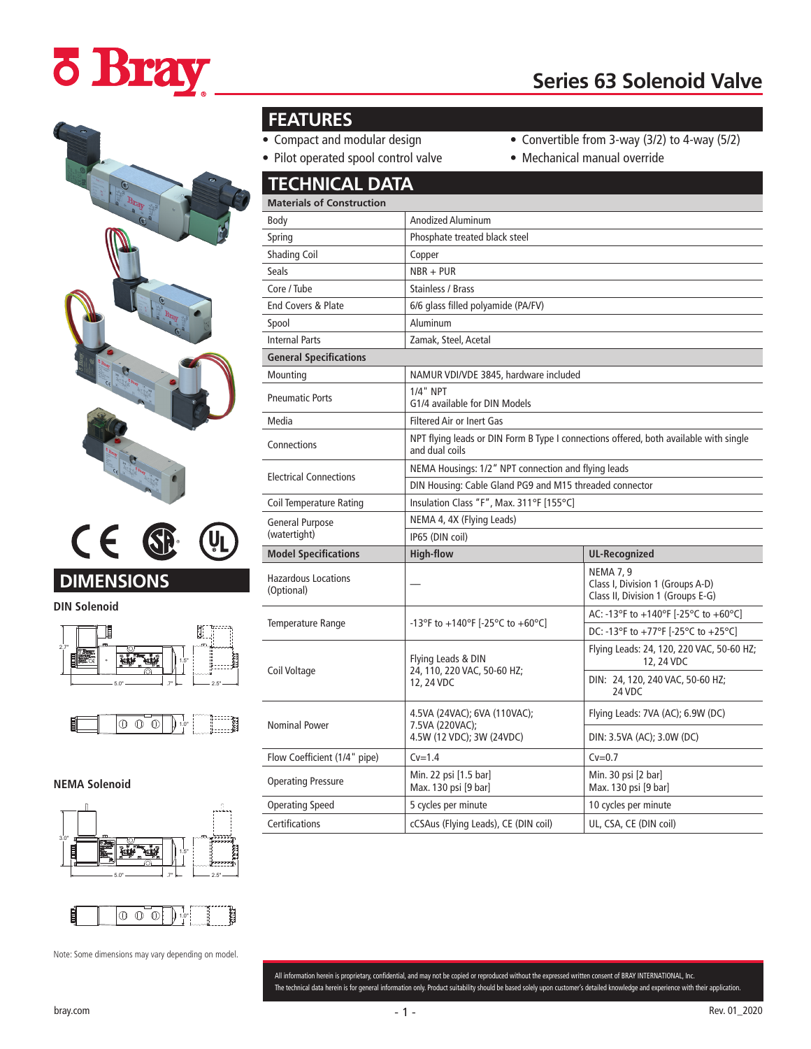# Series 63 Solenoid Valve

## FEATURES

- Compact and modular design
- Pilot operated spool control valve
- Convertible from 3-way (3/2) to 4-way (5/2)
- Mechanical manual override

## TECHNICAL DATA

| Materials of Construction | | |
|---|---|---|
| Body | Anodized Aluminum | |
| Spring | Phosphate treated black steel | |
| Shading Coil | Copper | |
| Seals | NBR + PUR | |
| Core / Tube | Stainless / Brass | |
| End Covers & Plate | 6/6 glass filled polyamide (PA/FV) | |
| Spool | Aluminum | |
| Internal Parts | Zamak, Steel, Acetal | |
| **General Specifications** | | |
| Mounting | NAMUR VDI/VDE 3845, hardware included | |
| Pneumatic Ports | 1/4" NPT<br>G1/4 available for DIN Models | |
| Media | Filtered Air or Inert Gas | |
| Connections | NPT flying leads or DIN Form B Type I connections offered, both available with single and dual coils | |
| Electrical Connections | NEMA Housings: 1/2" NPT connection and flying leads<br>DIN Housing: Cable Gland PG9 and M15 threaded connector | |
| Coil Temperature Rating | Insulation Class "F", Max. 311°F [155°C] | |
| General Purpose (watertight) | NEMA 4, 4X (Flying Leads)<br>IP65 (DIN coil) | |
| **Model Specifications** | **High-flow** | **UL-Recognized** |
| Hazardous Locations (Optional) | — | NEMA 7, 9<br>Class I, Division 1 (Groups A-D)<br>Class II, Division 1 (Groups E-G) |
| Temperature Range | -13°F to +140°F [-25°C to +60°C] | AC: -13°F to +140°F [-25°C to +60°C]<br>DC: -13°F to +77°F [-25°C to +25°C] |
| Coil Voltage | Flying Leads & DIN<br>24, 110, 220 VAC, 50-60 HZ;<br>12, 24 VDC | Flying Leads: 24, 120, 220 VAC, 50-60 HZ; 12, 24 VDC<br>DIN: 24, 120, 240 VAC, 50-60 HZ; 24 VDC |
| Nominal Power | 4.5VA (24VAC); 6VA (110VAC);<br>7.5VA (220VAC);<br>4.5W (12 VDC); 3W (24VDC) | Flying Leads: 7VA (AC); 6.9W (DC)<br>DIN: 3.5VA (AC); 3.0W (DC) |
| Flow Coefficient (1/4" pipe) | Cv=1.4 | Cv=0.7 |
| Operating Pressure | Min. 22 psi [1.5 bar]<br>Max. 130 psi [9 bar] | Min. 30 psi [2 bar]<br>Max. 130 psi [9 bar] |
| Operating Speed | 5 cycles per minute | 10 cycles per minute |
| Certifications | cCSAus (Flying Leads), CE (DIN coil) | UL, CSA, CE (DIN coil) |

## DIMENSIONS

### DIN Solenoid

2.7" — 5.0" — .7" — 1.5" — 2.5" — 1.0"

### NEMA Solenoid

3.0" — 5.0" — .7" — 1.5" — 2.5" — 1.0"

Note: Some dimensions may vary depending on model.

All information herein is proprietary, confidential, and may not be copied or reproduced without the expressed written consent of BRAY INTERNATIONAL, Inc.
The technical data herein is for general information only. Product suitability should be based solely upon customer's detailed knowledge and experience with their application.

bray.com

Rev. 01_2020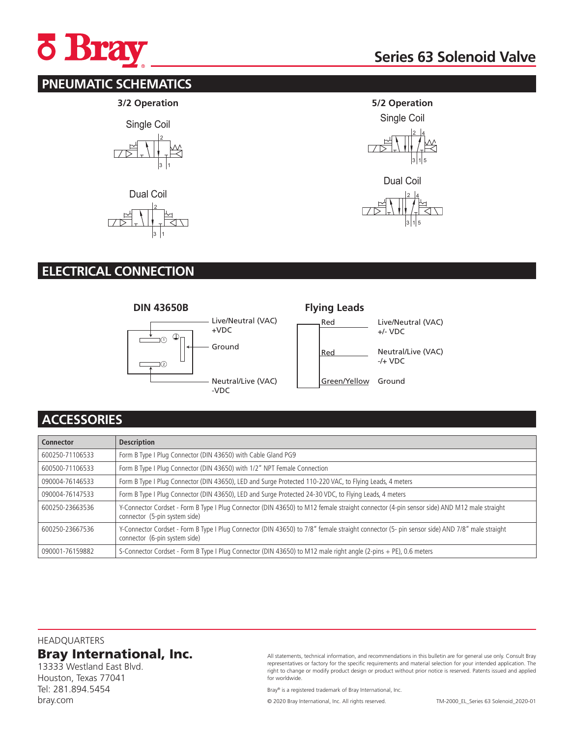## PNEUMATIC SCHEMATICS

### 3/2 Operation

Single Coil

2
3 1

Dual Coil

2
3 1

### 5/2 Operation

Single Coil

2 4
3 1 5

Dual Coil

2 4
3 1 5

## ELECTRICAL CONNECTION

### DIN 43650B

Live/Neutral (VAC)
+VDC

Ground

Neutral/Live (VAC)
-VDC

### Flying Leads

Red — Live/Neutral (VAC) +/- VDC

Red — Neutral/Live (VAC) -/+ VDC

Green/Yellow — Ground

## ACCESSORIES

| Connector | Description |
|---|---|
| 600250-71106533 | Form B Type I Plug Connector (DIN 43650) with Cable Gland PG9 |
| 600500-71106533 | Form B Type I Plug Connector (DIN 43650) with 1/2" NPT Female Connection |
| 090004-76146533 | Form B Type I Plug Connector (DIN 43650), LED and Surge Protected 110-220 VAC, to Flying Leads, 4 meters |
| 090004-76147533 | Form B Type I Plug Connector (DIN 43650), LED and Surge Protected 24-30 VDC, to Flying Leads, 4 meters |
| 600250-23663536 | Y-Connector Cordset - Form B Type I Plug Connector (DIN 43650) to M12 female straight connector (4-pin sensor side) AND M12 male straight connector (5-pin system side) |
| 600250-23667536 | Y-Connector Cordset - Form B Type I Plug Connector (DIN 43650) to 7/8" female straight connector (5- pin sensor side) AND 7/8" male straight connector (6-pin system side) |
| 090001-76159882 | S-Connector Cordset - Form B Type I Plug Connector (DIN 43650) to M12 male right angle (2-pins + PE), 0.6 meters |

HEADQUARTERS
**Bray International, Inc.**
13333 Westland East Blvd.
Houston, Texas 77041
Tel: 281.894.5454
bray.com

All statements, technical information, and recommendations in this bulletin are for general use only. Consult Bray representatives or factory for the specific requirements and material selection for your intended application. The right to change or modify product design or product without prior notice is reserved. Patents issued and applied for worldwide.

Bray® is a registered trademark of Bray International, Inc.

© 2020 Bray International, Inc. All rights reserved.

TM-2000_EL_Series 63 Solenoid_2020-01